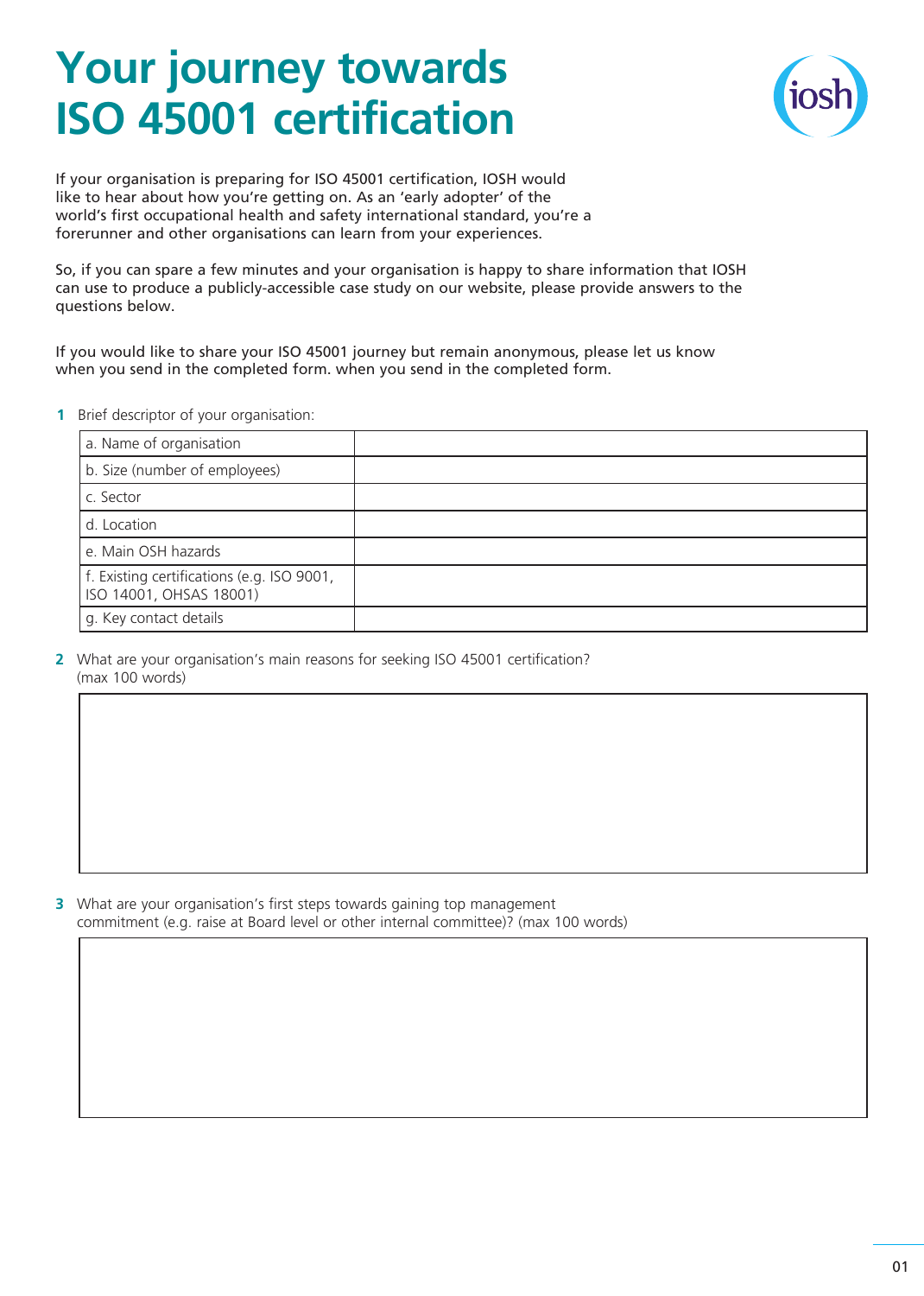# Your journey towards ISO 45001 certification

If your organisation is preparing for ISO 45001 certification, IOSH would like to hear about how you're getting on. As an 'early adopter' of the world's first occupational health and safety international standard, you're a forerunner and other organisations can learn from your experiences.

So, if you can spare a few minutes and your organisation is happy to share information that IOSH can use to produce a publicly-accessible case study on our website, please provide answers to the questions below.

If you would like to share your ISO 45001 journey but remain anonymous, please let us know when you send in the completed form. when you send in the completed form.

**1** Brief descriptor of your organisation:

| | |
|---|---|
| a. Name of organisation | |
| b. Size (number of employees) | |
| c. Sector | |
| d. Location | |
| e. Main OSH hazards | |
| f. Existing certifications (e.g. ISO 9001, ISO 14001, OHSAS 18001) | |
| g. Key contact details | |

**2** What are your organisation's main reasons for seeking ISO 45001 certification? (max 100 words)

**3** What are your organisation's first steps towards gaining top management commitment (e.g. raise at Board level or other internal committee)? (max 100 words)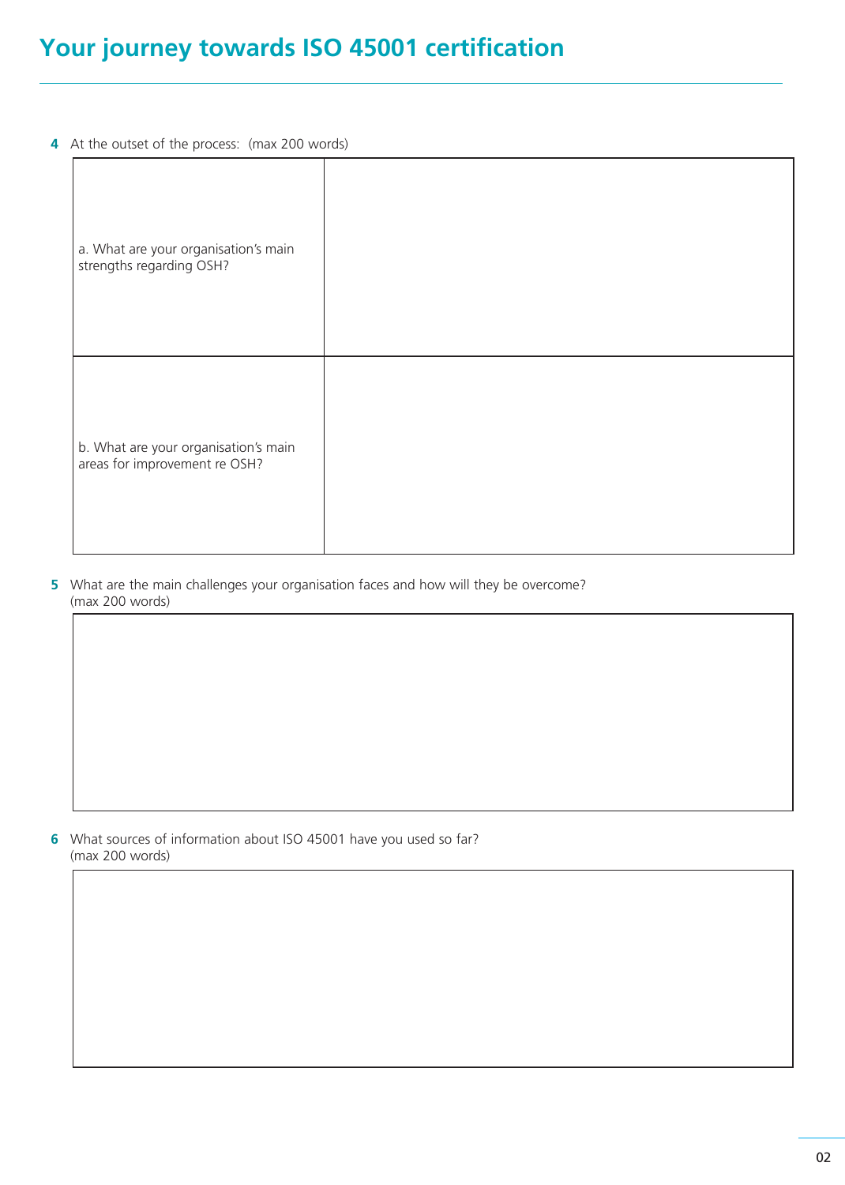# Your journey towards ISO 45001 certification

**4** At the outset of the process: (max 200 words)

| | |
|---|---|
| a. What are your organisation's main strengths regarding OSH? | |
| b. What are your organisation's main areas for improvement re OSH? | |

**5** What are the main challenges your organisation faces and how will they be overcome? (max 200 words)

| |
|---|
| |

**6** What sources of information about ISO 45001 have you used so far? (max 200 words)

| |
|---|
| |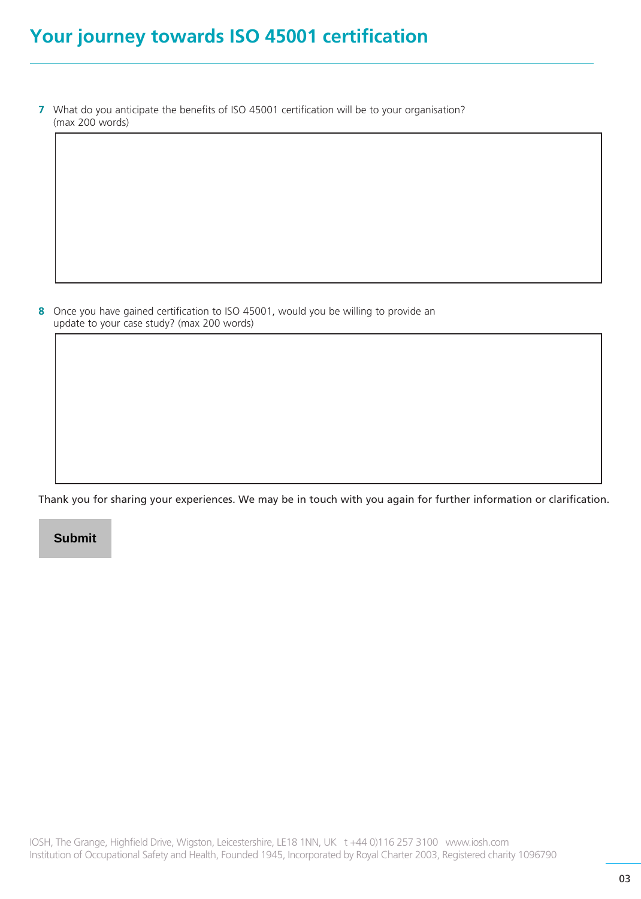# Your journey towards ISO 45001 certification

**7** What do you anticipate the benefits of ISO 45001 certification will be to your organisation? (max 200 words)

**8** Once you have gained certification to ISO 45001, would you be willing to provide an update to your case study? (max 200 words)

Thank you for sharing your experiences. We may be in touch with you again for further information or clarification.

**Submit**

IOSH, The Grange, Highfield Drive, Wigston, Leicestershire, LE18 1NN, UK t +44 0)116 257 3100 www.iosh.com
Institution of Occupational Safety and Health, Founded 1945, Incorporated by Royal Charter 2003, Registered charity 1096790